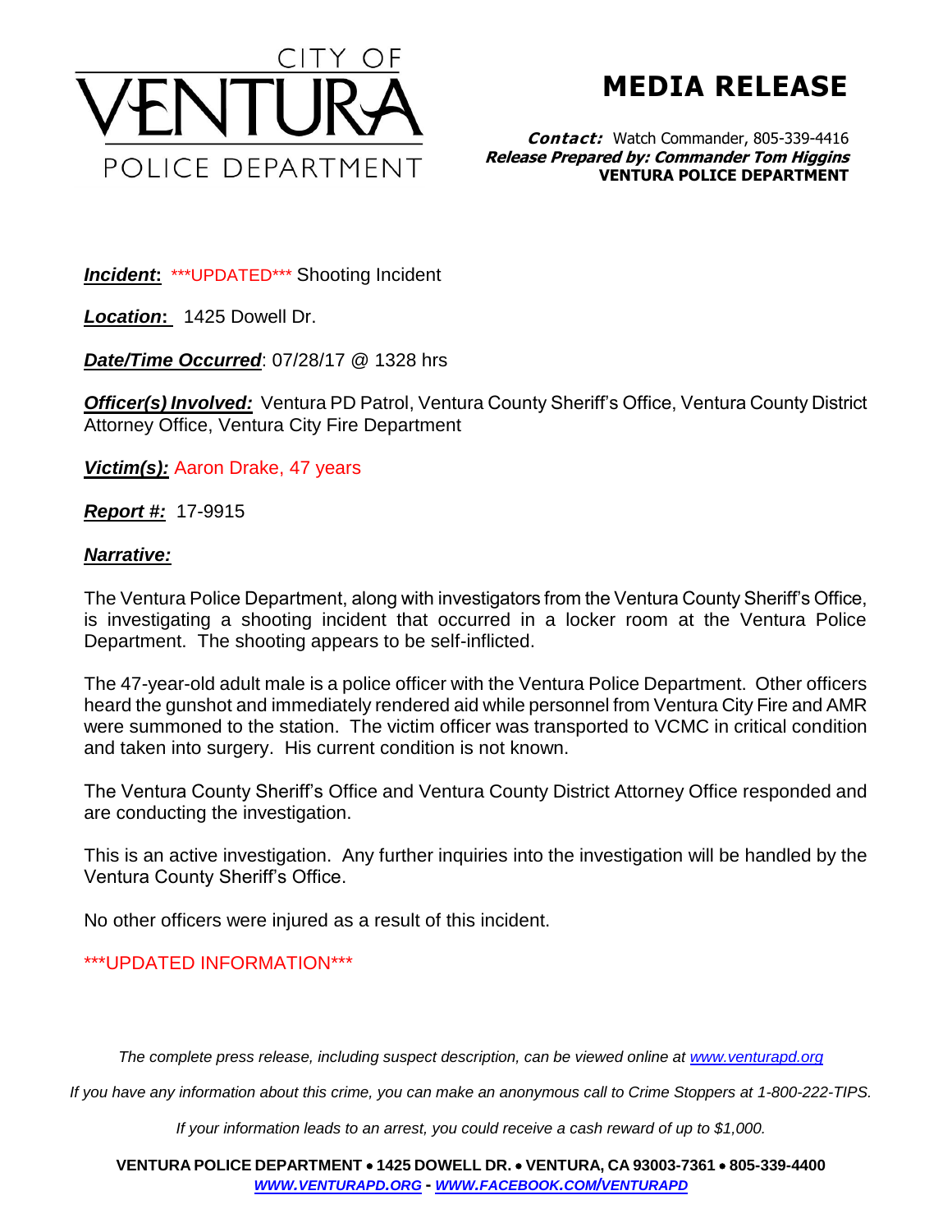CITY OF VENTURA POLICE DEPARTMENT

# MEDIA RELEASE

***Contact:*** Watch Commander, 805-339-4416
***Release Prepared by: Commander Tom Higgins***
**VENTURA POLICE DEPARTMENT**

***Incident*:** \*\*\*UPDATED\*\*\* Shooting Incident

***Location*:** 1425 Dowell Dr.

***Date/Time Occurred***: 07/28/17 @ 1328 hrs

***Officer(s) Involved:*** Ventura PD Patrol, Ventura County Sheriff's Office, Ventura County District Attorney Office, Ventura City Fire Department

***Victim(s):*** Aaron Drake, 47 years

***Report #:*** 17-9915

***Narrative:***

The Ventura Police Department, along with investigators from the Ventura County Sheriff's Office, is investigating a shooting incident that occurred in a locker room at the Ventura Police Department. The shooting appears to be self-inflicted.

The 47-year-old adult male is a police officer with the Ventura Police Department. Other officers heard the gunshot and immediately rendered aid while personnel from Ventura City Fire and AMR were summoned to the station. The victim officer was transported to VCMC in critical condition and taken into surgery. His current condition is not known.

The Ventura County Sheriff's Office and Ventura County District Attorney Office responded and are conducting the investigation.

This is an active investigation. Any further inquiries into the investigation will be handled by the Ventura County Sheriff's Office.

No other officers were injured as a result of this incident.

\*\*\*UPDATED INFORMATION\*\*\*

*The complete press release, including suspect description, can be viewed online at www.venturapd.org*

*If you have any information about this crime, you can make an anonymous call to Crime Stoppers at 1-800-222-TIPS.*

*If your information leads to an arrest, you could receive a cash reward of up to $1,000.*

**VENTURA POLICE DEPARTMENT • 1425 DOWELL DR. • VENTURA, CA 93003-7361 • 805-339-4400**
***WWW.VENTURAPD.ORG - WWW.FACEBOOK.COM/VENTURAPD***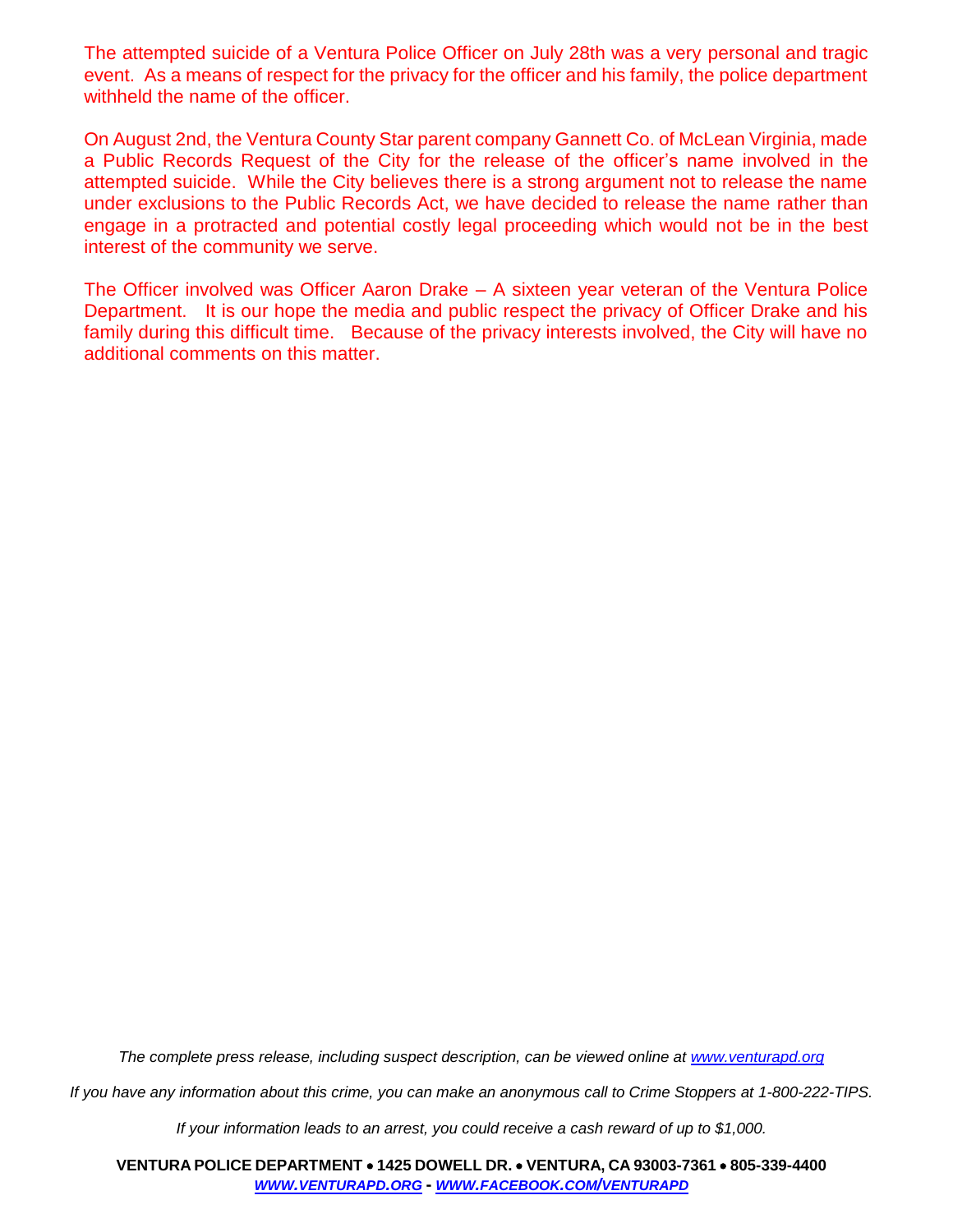The attempted suicide of a Ventura Police Officer on July 28th was a very personal and tragic event. As a means of respect for the privacy for the officer and his family, the police department withheld the name of the officer.

On August 2nd, the Ventura County Star parent company Gannett Co. of McLean Virginia, made a Public Records Request of the City for the release of the officer's name involved in the attempted suicide. While the City believes there is a strong argument not to release the name under exclusions to the Public Records Act, we have decided to release the name rather than engage in a protracted and potential costly legal proceeding which would not be in the best interest of the community we serve.

The Officer involved was Officer Aaron Drake – A sixteen year veteran of the Ventura Police Department. It is our hope the media and public respect the privacy of Officer Drake and his family during this difficult time. Because of the privacy interests involved, the City will have no additional comments on this matter.

*The complete press release, including suspect description, can be viewed online at www.venturapd.org*

*If you have any information about this crime, you can make an anonymous call to Crime Stoppers at 1-800-222-TIPS.*

*If your information leads to an arrest, you could receive a cash reward of up to $1,000.*

**VENTURA POLICE DEPARTMENT • 1425 DOWELL DR. • VENTURA, CA 93003-7361 • 805-339-4400**
***WWW.VENTURAPD.ORG* - *WWW.FACEBOOK.COM/VENTURAPD***